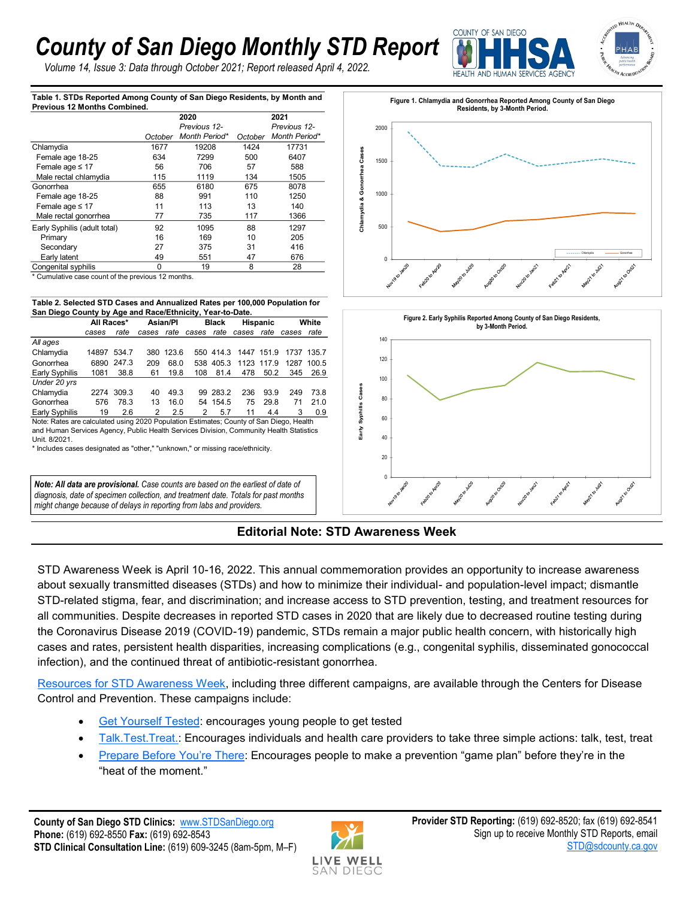# County of San Diego Monthly STD Report

*Volume 14, Issue 3: Data through October 2021; Report released April 4, 2022.*

**Table 1. STDs Reported Among County of San Diego Residents, by Month and Previous 12 Months Combined.**

| | 2020 | | 2021 | |
|---|---|---|---|---|
| | October | Previous 12-Month Period* | October | Previous 12-Month Period* |
| Chlamydia | 1677 | 19208 | 1424 | 17731 |
| Female age 18-25 | 634 | 7299 | 500 | 6407 |
| Female age ≤ 17 | 56 | 706 | 57 | 588 |
| Male rectal chlamydia | 115 | 1119 | 134 | 1505 |
| Gonorrhea | 655 | 6180 | 675 | 8078 |
| Female age 18-25 | 88 | 991 | 110 | 1250 |
| Female age ≤ 17 | 11 | 113 | 13 | 140 |
| Male rectal gonorrhea | 77 | 735 | 117 | 1366 |
| Early Syphilis (adult total) | 92 | 1095 | 88 | 1297 |
| Primary | 16 | 169 | 10 | 205 |
| Secondary | 27 | 375 | 31 | 416 |
| Early latent | 49 | 551 | 47 | 676 |
| Congenital syphilis | 0 | 19 | 8 | 28 |

\* Cumulative case count of the previous 12 months.

**Table 2. Selected STD Cases and Annualized Rates per 100,000 Population for San Diego County by Age and Race/Ethnicity, Year-to-Date.**

| | All Races* | | Asian/PI | | Black | | Hispanic | | White | |
|---|---|---|---|---|---|---|---|---|---|---|
| | cases | rate | cases | rate | cases | rate | cases | rate | cases | rate |
| *All ages* | | | | | | | | | | |
| Chlamydia | 14897 | 534.7 | 380 | 123.6 | 550 | 414.3 | 1447 | 151.9 | 1737 | 135.7 |
| Gonorrhea | 6890 | 247.3 | 209 | 68.0 | 538 | 405.3 | 1123 | 117.9 | 1287 | 100.5 |
| Early Syphilis | 1081 | 38.8 | 61 | 19.8 | 108 | 81.4 | 478 | 50.2 | 345 | 26.9 |
| *Under 20 yrs* | | | | | | | | | | |
| Chlamydia | 2274 | 309.3 | 40 | 49.3 | 99 | 283.2 | 236 | 93.9 | 249 | 73.8 |
| Gonorrhea | 576 | 78.3 | 13 | 16.0 | 54 | 154.5 | 75 | 29.8 | 71 | 21.0 |
| Early Syphilis | 19 | 2.6 | 2 | 2.5 | 2 | 5.7 | 11 | 4.4 | 3 | 0.9 |

Note: Rates are calculated using 2020 Population Estimates; County of San Diego, Health and Human Services Agency, Public Health Services Division, Community Health Statistics Unit. 8/2021.

\* Includes cases designated as "other," "unknown," or missing race/ethnicity.

***Note: All data are provisional.** Case counts are based on the earliest of date of diagnosis, date of specimen collection, and treatment date. Totals for past months might change because of delays in reporting from labs and providers.*

**Figure 1. Chlamydia and Gonorrhea Reported Among County of San Diego Residents, by 3-Month Period.**

**Figure 2. Early Syphilis Reported Among County of San Diego Residents, by 3-Month Period.**

## Editorial Note: STD Awareness Week

STD Awareness Week is April 10-16, 2022. This annual commemoration provides an opportunity to increase awareness about sexually transmitted diseases (STDs) and how to minimize their individual- and population-level impact; dismantle STD-related stigma, fear, and discrimination; and increase access to STD prevention, testing, and treatment resources for all communities. Despite decreases in reported STD cases in 2020 that are likely due to decreased routine testing during the Coronavirus Disease 2019 (COVID-19) pandemic, STDs remain a major public health concern, with historically high cases and rates, persistent health disparities, increasing complications (e.g., congenital syphilis, disseminated gonococcal infection), and the continued threat of antibiotic-resistant gonorrhea.

Resources for STD Awareness Week, including three different campaigns, are available through the Centers for Disease Control and Prevention. These campaigns include:

- Get Yourself Tested: encourages young people to get tested
- Talk.Test.Treat.: Encourages individuals and health care providers to take three simple actions: talk, test, treat
- Prepare Before You're There: Encourages people to make a prevention "game plan" before they're in the "heat of the moment."

**County of San Diego STD Clinics:** www.STDSanDiego.org
**Phone:** (619) 692-8550 **Fax:** (619) 692-8543
**STD Clinical Consultation Line:** (619) 609-3245 (8am-5pm, M–F)

**Provider STD Reporting:** (619) 692-8520; fax (619) 692-8541
Sign up to receive Monthly STD Reports, email STD@sdcounty.ca.gov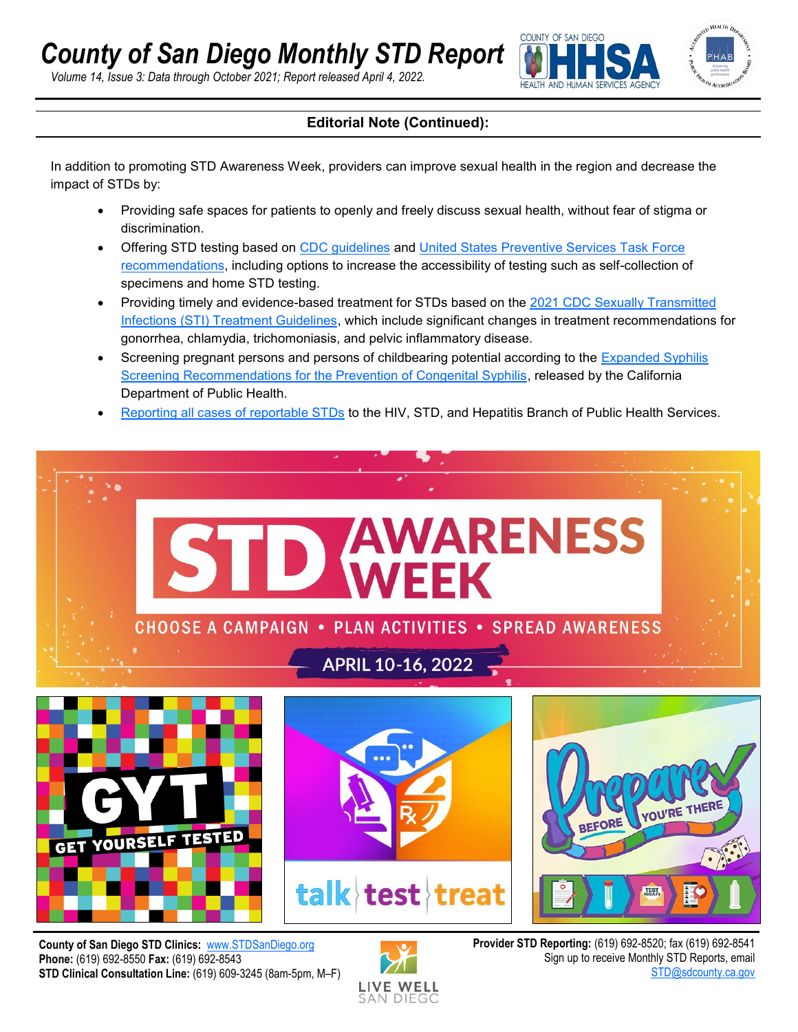# County of San Diego Monthly STD Report

*Volume 14, Issue 3: Data through October 2021; Report released April 4, 2022.*

## Editorial Note (Continued):

In addition to promoting STD Awareness Week, providers can improve sexual health in the region and decrease the impact of STDs by:

- Providing safe spaces for patients to openly and freely discuss sexual health, without fear of stigma or discrimination.
- Offering STD testing based on [CDC guidelines]() and [United States Preventive Services Task Force recommendations](), including options to increase the accessibility of testing such as self-collection of specimens and home STD testing.
- Providing timely and evidence-based treatment for STDs based on the [2021 CDC Sexually Transmitted Infections (STI) Treatment Guidelines](), which include significant changes in treatment recommendations for gonorrhea, chlamydia, trichomoniasis, and pelvic inflammatory disease.
- Screening pregnant persons and persons of childbearing potential according to the [Expanded Syphilis Screening Recommendations for the Prevention of Congenital Syphilis](), released by the California Department of Public Health.
- [Reporting all cases of reportable STDs]() to the HIV, STD, and Hepatitis Branch of Public Health Services.

STD AWARENESS WEEK

CHOOSE A CAMPAIGN • PLAN ACTIVITIES • SPREAD AWARENESS

APRIL 10-16, 2022

GYT GET YOURSELF TESTED

talk test treat

Prepare BEFORE YOU'RE THERE

**County of San Diego STD Clinics:** www.STDSanDiego.org
**Phone:** (619) 692-8550 **Fax:** (619) 692-8543
**STD Clinical Consultation Line:** (619) 609-3245 (8am-5pm, M–F)

**Provider STD Reporting:** (619) 692-8520; fax (619) 692-8541
Sign up to receive Monthly STD Reports, email STD@sdcounty.ca.gov